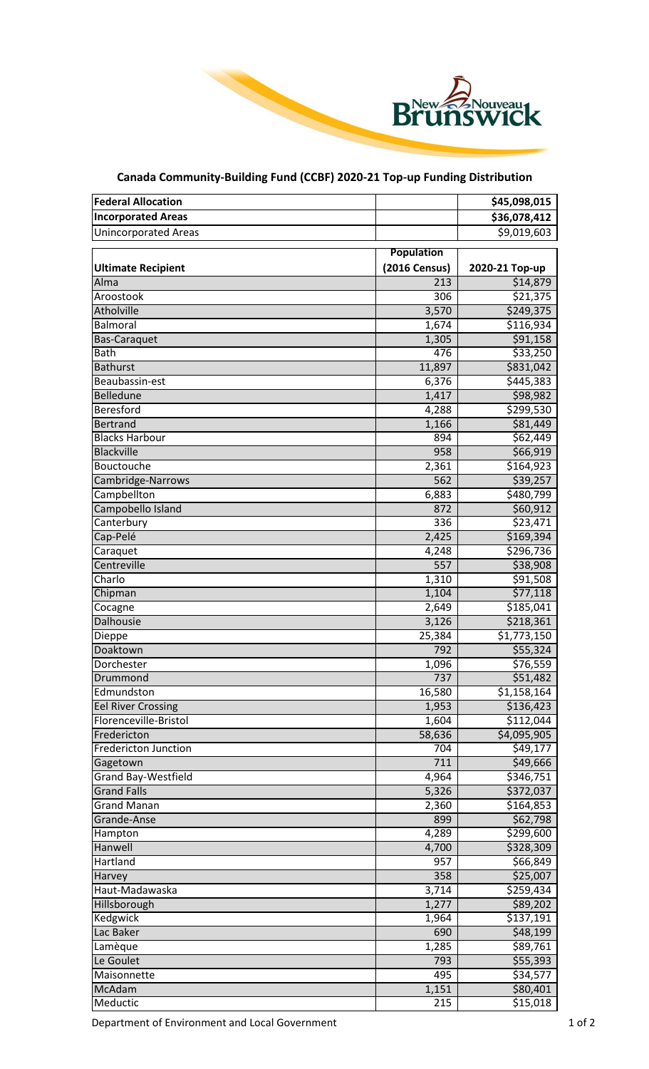## Canada Community-Building Fund (CCBF) 2020-21 Top-up Funding Distribution

| Federal Allocation | | $45,098,015 |
|---|---|---|
| Incorporated Areas | | $36,078,412 |
| Unincorporated Areas | | $9,019,603 |

| Ultimate Recipient | Population (2016 Census) | 2020-21 Top-up |
|---|---|---|
| Alma | 213 | $14,879 |
| Aroostook | 306 | $21,375 |
| Atholville | 3,570 | $249,375 |
| Balmoral | 1,674 | $116,934 |
| Bas-Caraquet | 1,305 | $91,158 |
| Bath | 476 | $33,250 |
| Bathurst | 11,897 | $831,042 |
| Beaubassin-est | 6,376 | $445,383 |
| Belledune | 1,417 | $98,982 |
| Beresford | 4,288 | $299,530 |
| Bertrand | 1,166 | $81,449 |
| Blacks Harbour | 894 | $62,449 |
| Blackville | 958 | $66,919 |
| Bouctouche | 2,361 | $164,923 |
| Cambridge-Narrows | 562 | $39,257 |
| Campbellton | 6,883 | $480,799 |
| Campobello Island | 872 | $60,912 |
| Canterbury | 336 | $23,471 |
| Cap-Pelé | 2,425 | $169,394 |
| Caraquet | 4,248 | $296,736 |
| Centreville | 557 | $38,908 |
| Charlo | 1,310 | $91,508 |
| Chipman | 1,104 | $77,118 |
| Cocagne | 2,649 | $185,041 |
| Dalhousie | 3,126 | $218,361 |
| Dieppe | 25,384 | $1,773,150 |
| Doaktown | 792 | $55,324 |
| Dorchester | 1,096 | $76,559 |
| Drummond | 737 | $51,482 |
| Edmundston | 16,580 | $1,158,164 |
| Eel River Crossing | 1,953 | $136,423 |
| Florenceville-Bristol | 1,604 | $112,044 |
| Fredericton | 58,636 | $4,095,905 |
| Fredericton Junction | 704 | $49,177 |
| Gagetown | 711 | $49,666 |
| Grand Bay-Westfield | 4,964 | $346,751 |
| Grand Falls | 5,326 | $372,037 |
| Grand Manan | 2,360 | $164,853 |
| Grande-Anse | 899 | $62,798 |
| Hampton | 4,289 | $299,600 |
| Hanwell | 4,700 | $328,309 |
| Hartland | 957 | $66,849 |
| Harvey | 358 | $25,007 |
| Haut-Madawaska | 3,714 | $259,434 |
| Hillsborough | 1,277 | $89,202 |
| Kedgwick | 1,964 | $137,191 |
| Lac Baker | 690 | $48,199 |
| Lamèque | 1,285 | $89,761 |
| Le Goulet | 793 | $55,393 |
| Maisonnette | 495 | $34,577 |
| McAdam | 1,151 | $80,401 |
| Meductic | 215 | $15,018 |

Department of Environment and Local Government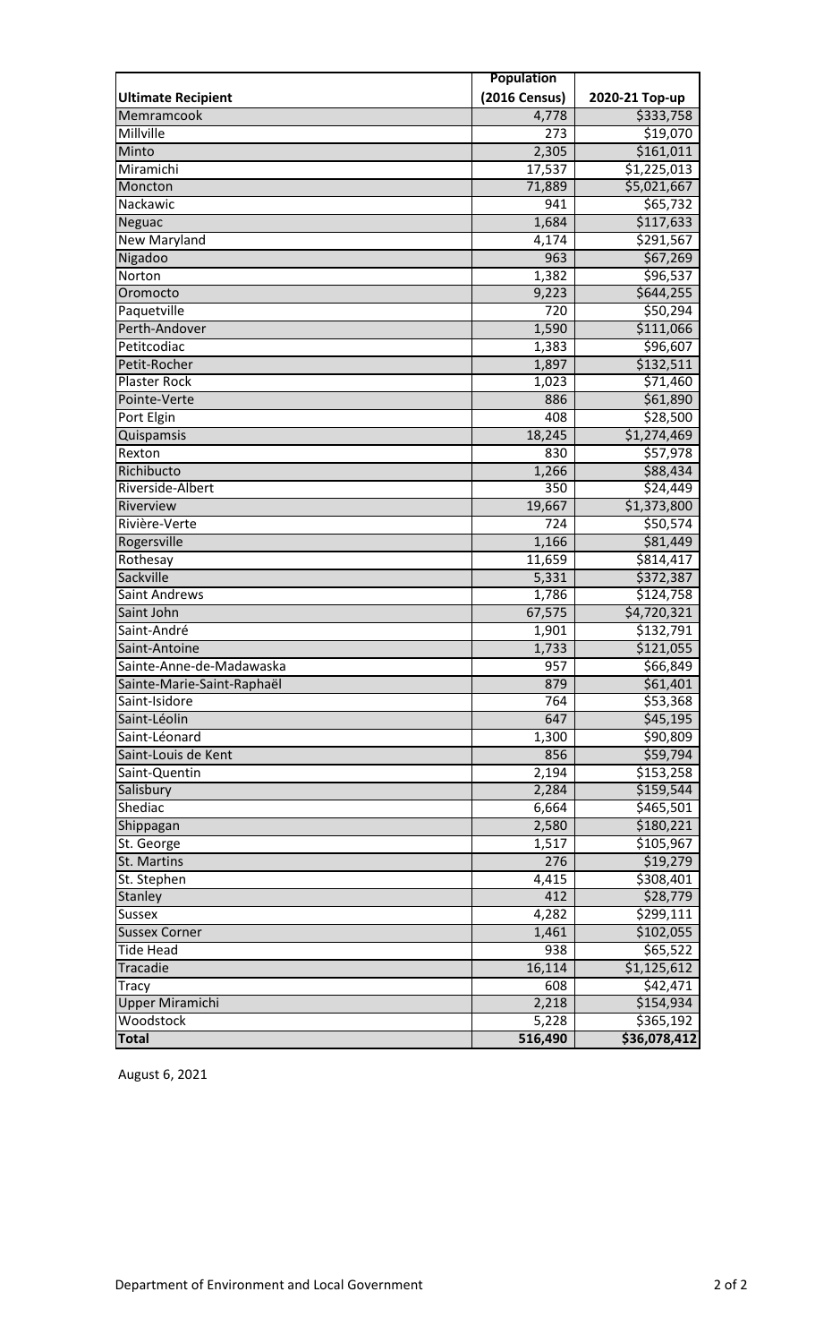| Ultimate Recipient | Population (2016 Census) | 2020-21 Top-up |
|---|---|---|
| Memramcook | 4,778 | $333,758 |
| Millville | 273 | $19,070 |
| Minto | 2,305 | $161,011 |
| Miramichi | 17,537 | $1,225,013 |
| Moncton | 71,889 | $5,021,667 |
| Nackawic | 941 | $65,732 |
| Neguac | 1,684 | $117,633 |
| New Maryland | 4,174 | $291,567 |
| Nigadoo | 963 | $67,269 |
| Norton | 1,382 | $96,537 |
| Oromocto | 9,223 | $644,255 |
| Paquetville | 720 | $50,294 |
| Perth-Andover | 1,590 | $111,066 |
| Petitcodiac | 1,383 | $96,607 |
| Petit-Rocher | 1,897 | $132,511 |
| Plaster Rock | 1,023 | $71,460 |
| Pointe-Verte | 886 | $61,890 |
| Port Elgin | 408 | $28,500 |
| Quispamsis | 18,245 | $1,274,469 |
| Rexton | 830 | $57,978 |
| Richibucto | 1,266 | $88,434 |
| Riverside-Albert | 350 | $24,449 |
| Riverview | 19,667 | $1,373,800 |
| Rivière-Verte | 724 | $50,574 |
| Rogersville | 1,166 | $81,449 |
| Rothesay | 11,659 | $814,417 |
| Sackville | 5,331 | $372,387 |
| Saint Andrews | 1,786 | $124,758 |
| Saint John | 67,575 | $4,720,321 |
| Saint-André | 1,901 | $132,791 |
| Saint-Antoine | 1,733 | $121,055 |
| Sainte-Anne-de-Madawaska | 957 | $66,849 |
| Sainte-Marie-Saint-Raphaël | 879 | $61,401 |
| Saint-Isidore | 764 | $53,368 |
| Saint-Léolin | 647 | $45,195 |
| Saint-Léonard | 1,300 | $90,809 |
| Saint-Louis de Kent | 856 | $59,794 |
| Saint-Quentin | 2,194 | $153,258 |
| Salisbury | 2,284 | $159,544 |
| Shediac | 6,664 | $465,501 |
| Shippagan | 2,580 | $180,221 |
| St. George | 1,517 | $105,967 |
| St. Martins | 276 | $19,279 |
| St. Stephen | 4,415 | $308,401 |
| Stanley | 412 | $28,779 |
| Sussex | 4,282 | $299,111 |
| Sussex Corner | 1,461 | $102,055 |
| Tide Head | 938 | $65,522 |
| Tracadie | 16,114 | $1,125,612 |
| Tracy | 608 | $42,471 |
| Upper Miramichi | 2,218 | $154,934 |
| Woodstock | 5,228 | $365,192 |
| **Total** | **516,490** | **$36,078,412** |

August 6, 2021

Department of Environment and Local Government